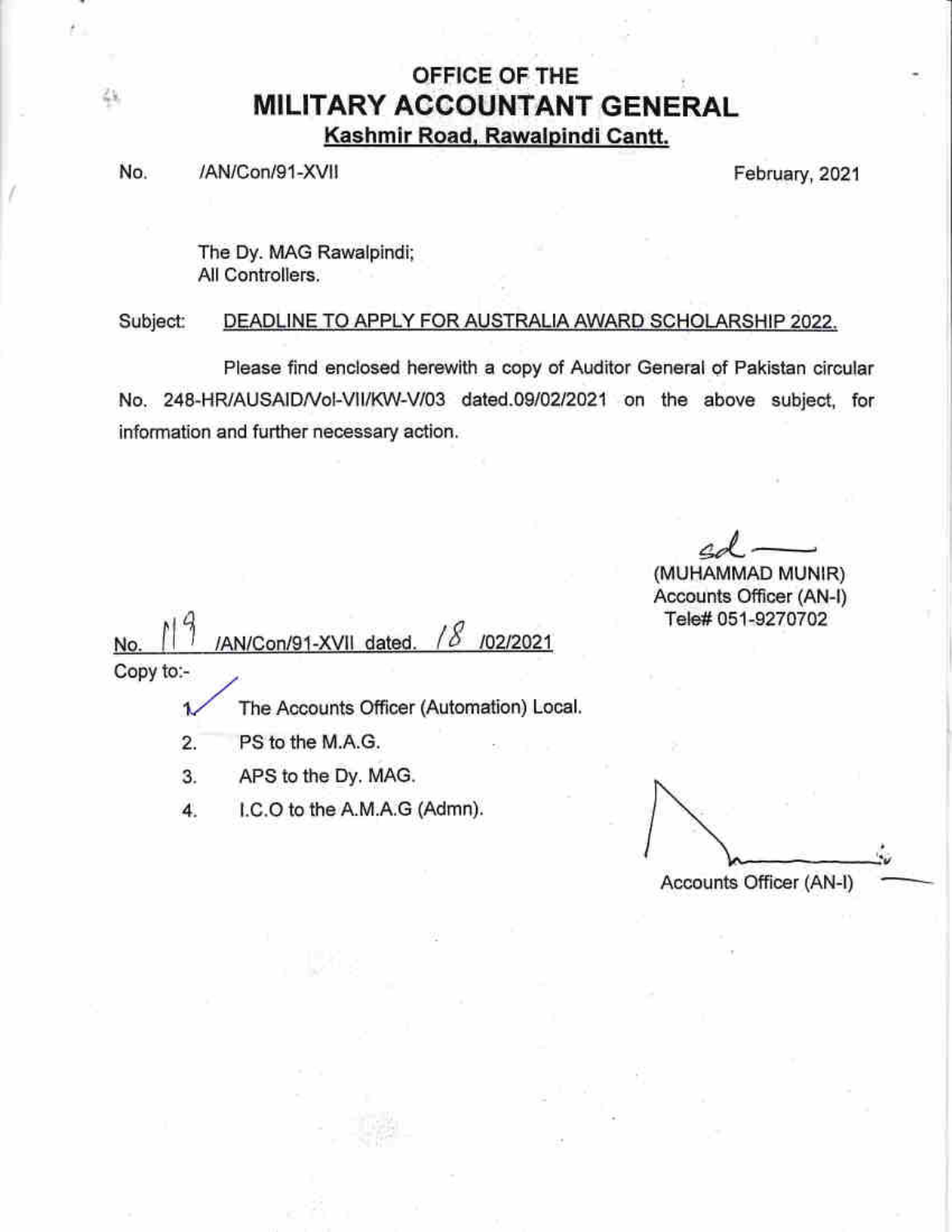# OFFICE OF THE
# MILITARY ACCOUNTANT GENERAL
**Kashmir Road, Rawalpindi Cantt.**

No. /AN/Con/91-XVII February, 2021

The Dy. MAG Rawalpindi;
All Controllers.

Subject: DEADLINE TO APPLY FOR AUSTRALIA AWARD SCHOLARSHIP 2022.

Please find enclosed herewith a copy of Auditor General of Pakistan circular No. 248-HR/AUSAID/Vol-VII/KW-V/03 dated.09/02/2021 on the above subject, for information and further necessary action.

sd
(MUHAMMAD MUNIR)
Accounts Officer (AN-I)
Tele# 051-9270702

No. 119 /AN/Con/91-XVII dated. 18 /02/2021

Copy to:-

1. The Accounts Officer (Automation) Local.
2. PS to the M.A.G.
3. APS to the Dy. MAG.
4. I.C.O to the A.M.A.G (Admn).

Accounts Officer (AN-I)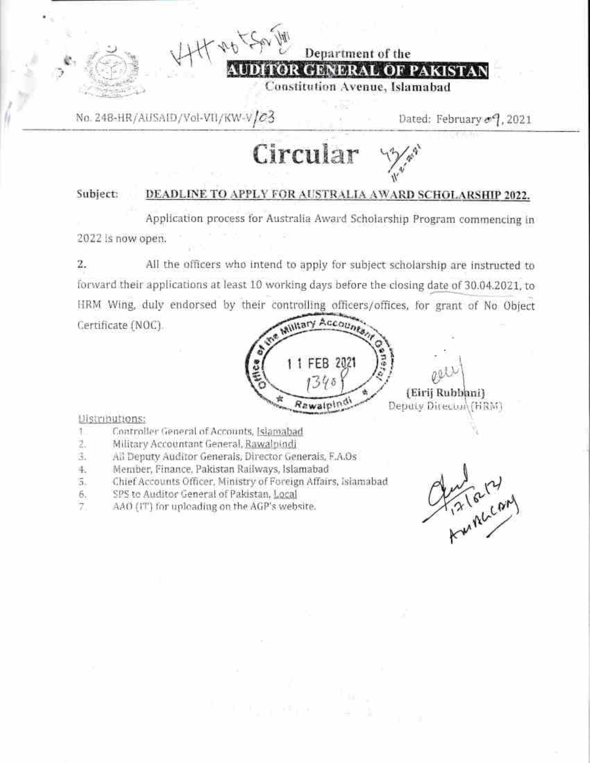Department of the

**AUDITOR GENERAL OF PAKISTAN**

Constitution Avenue, Islamabad

No. 248-HR/AUSAID/Vol-VII/KW-V/03

Dated: February 09, 2021

# Circular

Subject: **DEADLINE TO APPLY FOR AUSTRALIA AWARD SCHOLARSHIP 2022.**

Application process for Australia Award Scholarship Program commencing in 2022 is now open.

2. All the officers who intend to apply for subject scholarship are instructed to forward their applications at least 10 working days before the closing date of 30.04.2021, to HRM Wing, duly endorsed by their controlling officers/offices, for grant of No Object Certificate (NOC).

Office of the Military Accountant General
11 FEB 2021
1340
Rawalpindi

(Eirij Rubbani)
Deputy Director (HRM)

Distributions:

1. Controller General of Accounts, Islamabad
2. Military Accountant General, Rawalpindi
3. All Deputy Auditor Generals, Director Generals, F.A.Os
4. Member, Finance, Pakistan Railways, Islamabad
5. Chief Accounts Officer, Ministry of Foreign Affairs, Islamabad
6. SPS to Auditor General of Pakistan, Local
7. AAO (IT) for uploading on the AGP's website.